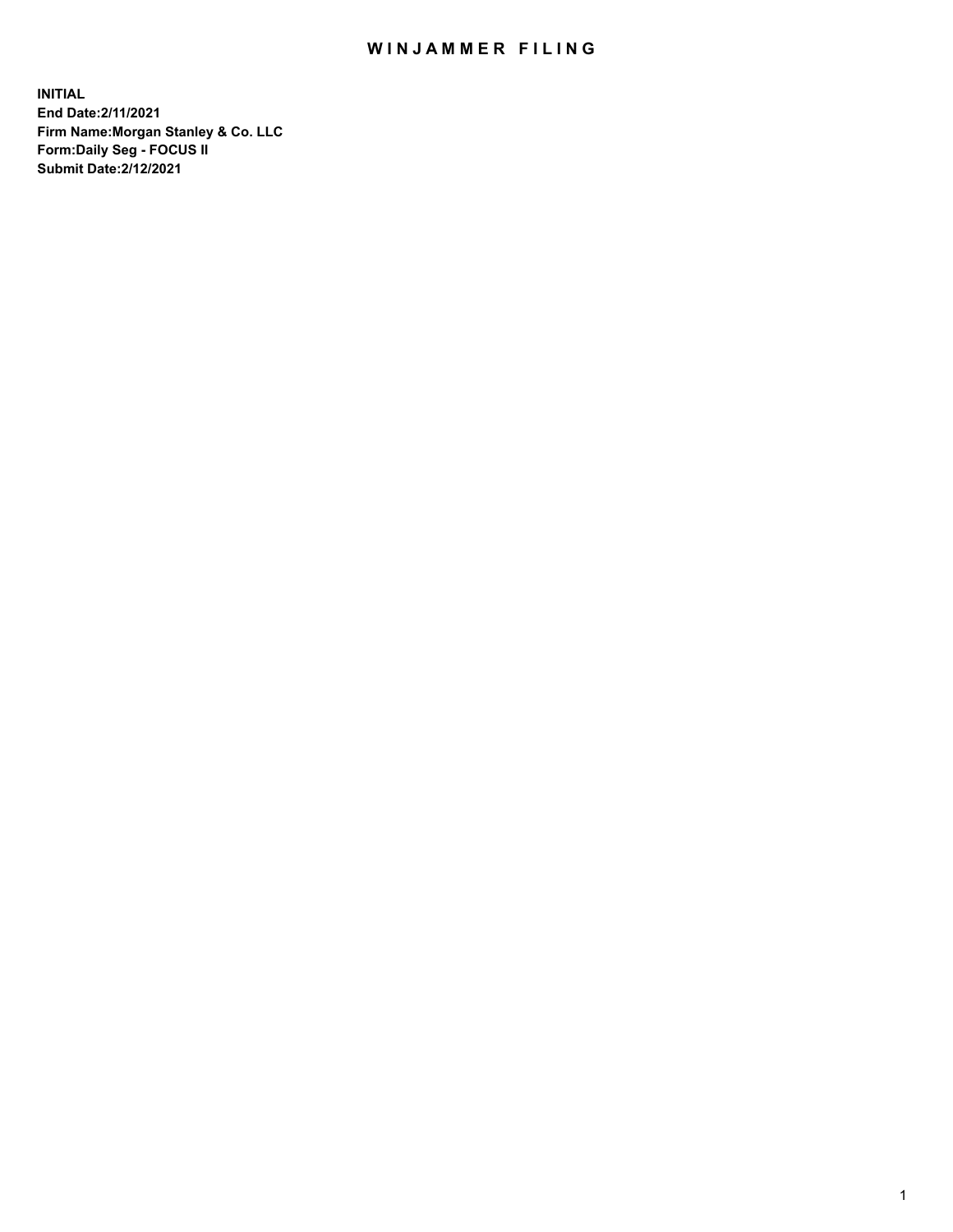# WINJAMMER FILING

**INITIAL**
**End Date:2/11/2021**
**Firm Name:Morgan Stanley & Co. LLC**
**Form:Daily Seg - FOCUS II**
**Submit Date:2/12/2021**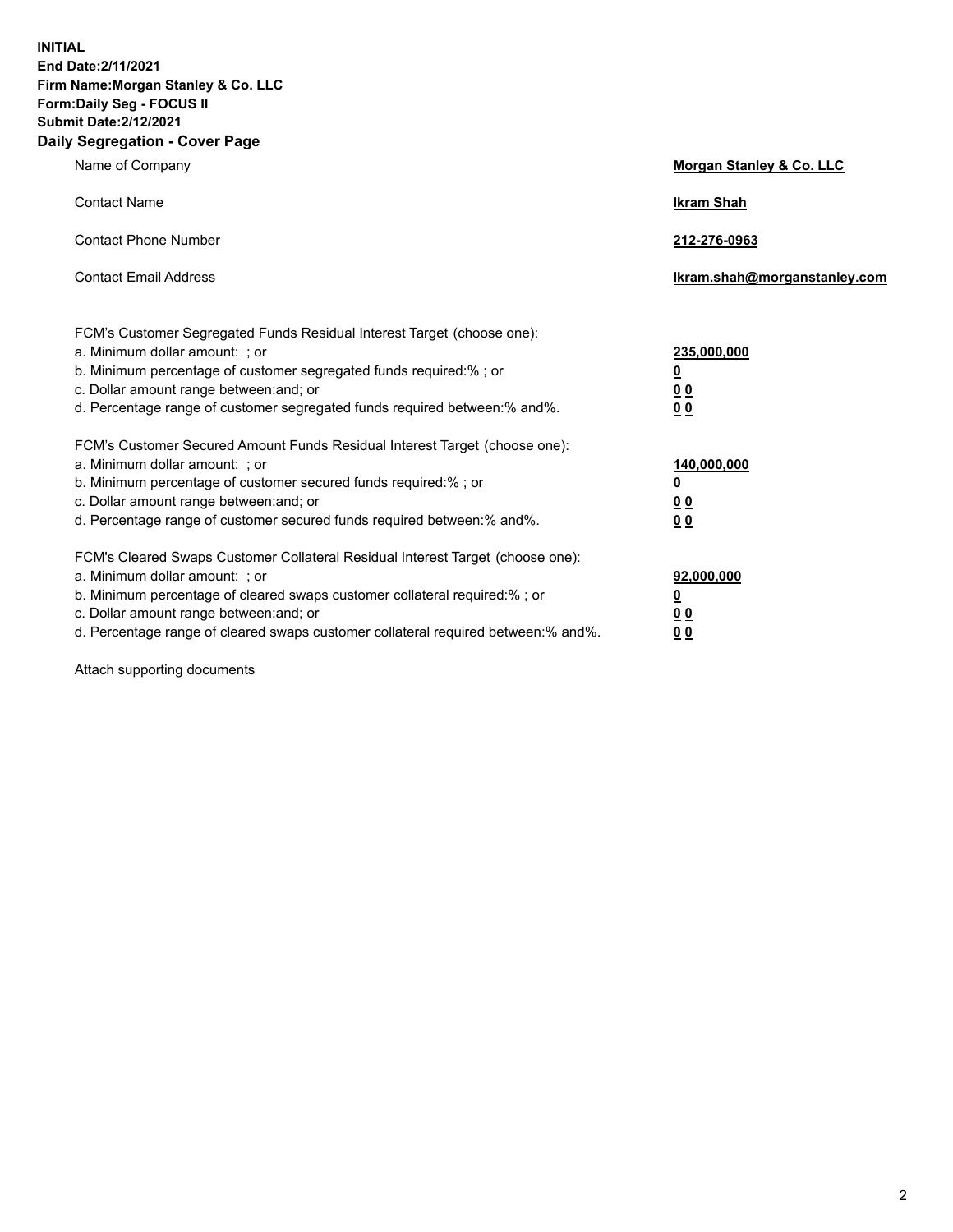**INITIAL**
**End Date:2/11/2021**
**Firm Name:Morgan Stanley & Co. LLC**
**Form:Daily Seg - FOCUS II**
**Submit Date:2/12/2021**

## Daily Segregation - Cover Page

| | |
|---|---|
| Name of Company | **Morgan Stanley & Co. LLC** |
| Contact Name | **Ikram Shah** |
| Contact Phone Number | **212-276-0963** |
| Contact Email Address | **Ikram.shah@morganstanley.com** |

FCM's Customer Segregated Funds Residual Interest Target (choose one):

| | |
|---|---|
| a. Minimum dollar amount: ; or | **235,000,000** |
| b. Minimum percentage of customer segregated funds required:% ; or | **0** |
| c. Dollar amount range between:and; or | **0 0** |
| d. Percentage range of customer segregated funds required between:% and%. | **0 0** |

FCM's Customer Secured Amount Funds Residual Interest Target (choose one):

| | |
|---|---|
| a. Minimum dollar amount: ; or | **140,000,000** |
| b. Minimum percentage of customer secured funds required:% ; or | **0** |
| c. Dollar amount range between:and; or | **0 0** |
| d. Percentage range of customer secured funds required between:% and%. | **0 0** |

FCM's Cleared Swaps Customer Collateral Residual Interest Target (choose one):

| | |
|---|---|
| a. Minimum dollar amount: ; or | **92,000,000** |
| b. Minimum percentage of cleared swaps customer collateral required:% ; or | **0** |
| c. Dollar amount range between:and; or | **0 0** |
| d. Percentage range of cleared swaps customer collateral required between:% and%. | **0 0** |

Attach supporting documents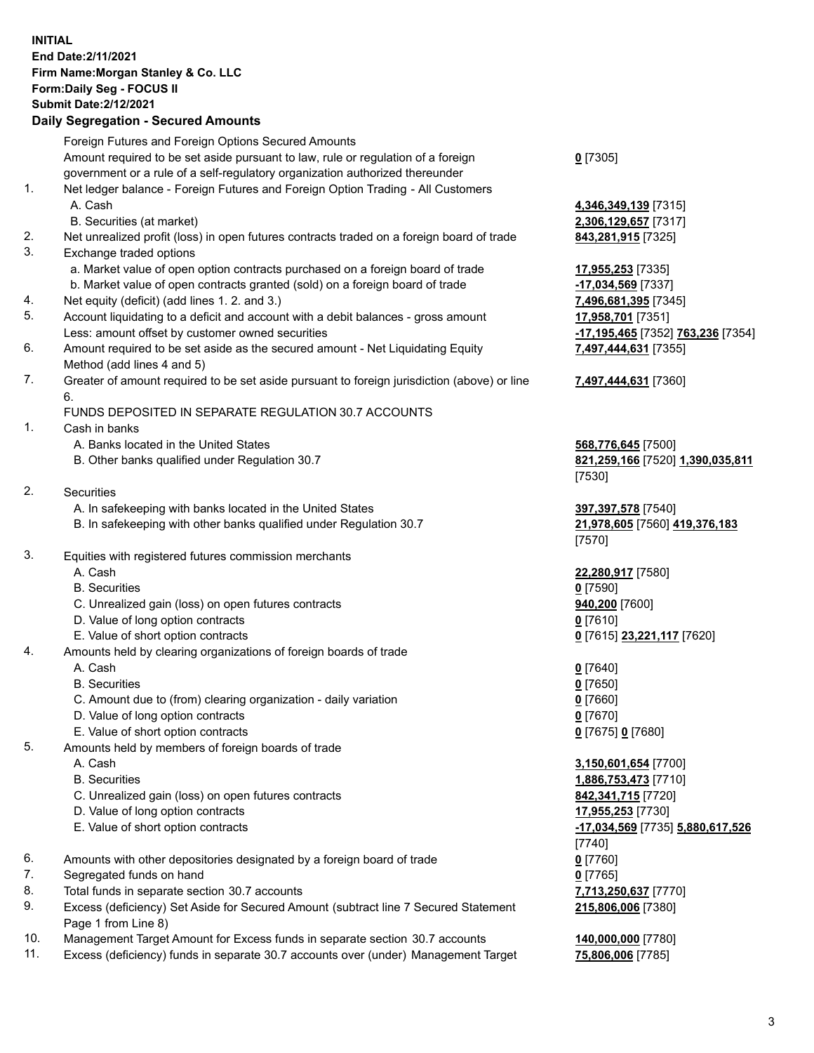**INITIAL**
**End Date:2/11/2021**
**Firm Name:Morgan Stanley & Co. LLC**
**Form:Daily Seg - FOCUS II**
**Submit Date:2/12/2021**

## Daily Segregation - Secured Amounts

| | | |
|---|---|---|
| | Foreign Futures and Foreign Options Secured Amounts | |
| | Amount required to be set aside pursuant to law, rule or regulation of a foreign government or a rule of a self-regulatory organization authorized thereunder | 0 [7305] |
| 1. | Net ledger balance - Foreign Futures and Foreign Option Trading - All Customers | |
| | A. Cash | 4,346,349,139 [7315] |
| | B. Securities (at market) | 2,306,129,657 [7317] |
| 2. | Net unrealized profit (loss) in open futures contracts traded on a foreign board of trade | 843,281,915 [7325] |
| 3. | Exchange traded options | |
| | a. Market value of open option contracts purchased on a foreign board of trade | 17,955,253 [7335] |
| | b. Market value of open contracts granted (sold) on a foreign board of trade | -17,034,569 [7337] |
| 4. | Net equity (deficit) (add lines 1. 2. and 3.) | 7,496,681,395 [7345] |
| 5. | Account liquidating to a deficit and account with a debit balances - gross amount | 17,958,701 [7351] |
| | Less: amount offset by customer owned securities | -17,195,465 [7352] 763,236 [7354] |
| 6. | Amount required to be set aside as the secured amount - Net Liquidating Equity Method (add lines 4 and 5) | 7,497,444,631 [7355] |
| 7. | Greater of amount required to be set aside pursuant to foreign jurisdiction (above) or line 6. | 7,497,444,631 [7360] |
| | FUNDS DEPOSITED IN SEPARATE REGULATION 30.7 ACCOUNTS | |
| 1. | Cash in banks | |
| | A. Banks located in the United States | 568,776,645 [7500] |
| | B. Other banks qualified under Regulation 30.7 | 821,259,166 [7520] 1,390,035,811 [7530] |
| 2. | Securities | |
| | A. In safekeeping with banks located in the United States | 397,397,578 [7540] |
| | B. In safekeeping with other banks qualified under Regulation 30.7 | 21,978,605 [7560] 419,376,183 [7570] |
| 3. | Equities with registered futures commission merchants | |
| | A. Cash | 22,280,917 [7580] |
| | B. Securities | 0 [7590] |
| | C. Unrealized gain (loss) on open futures contracts | 940,200 [7600] |
| | D. Value of long option contracts | 0 [7610] |
| | E. Value of short option contracts | 0 [7615] 23,221,117 [7620] |
| 4. | Amounts held by clearing organizations of foreign boards of trade | |
| | A. Cash | 0 [7640] |
| | B. Securities | 0 [7650] |
| | C. Amount due to (from) clearing organization - daily variation | 0 [7660] |
| | D. Value of long option contracts | 0 [7670] |
| | E. Value of short option contracts | 0 [7675] 0 [7680] |
| 5. | Amounts held by members of foreign boards of trade | |
| | A. Cash | 3,150,601,654 [7700] |
| | B. Securities | 1,886,753,473 [7710] |
| | C. Unrealized gain (loss) on open futures contracts | 842,341,715 [7720] |
| | D. Value of long option contracts | 17,955,253 [7730] |
| | E. Value of short option contracts | -17,034,569 [7735] 5,880,617,526 [7740] |
| 6. | Amounts with other depositories designated by a foreign board of trade | 0 [7760] |
| 7. | Segregated funds on hand | 0 [7765] |
| 8. | Total funds in separate section 30.7 accounts | 7,713,250,637 [7770] |
| 9. | Excess (deficiency) Set Aside for Secured Amount (subtract line 7 Secured Statement Page 1 from Line 8) | 215,806,006 [7380] |
| 10. | Management Target Amount for Excess funds in separate section 30.7 accounts | 140,000,000 [7780] |
| 11. | Excess (deficiency) funds in separate 30.7 accounts over (under) Management Target | 75,806,006 [7785] |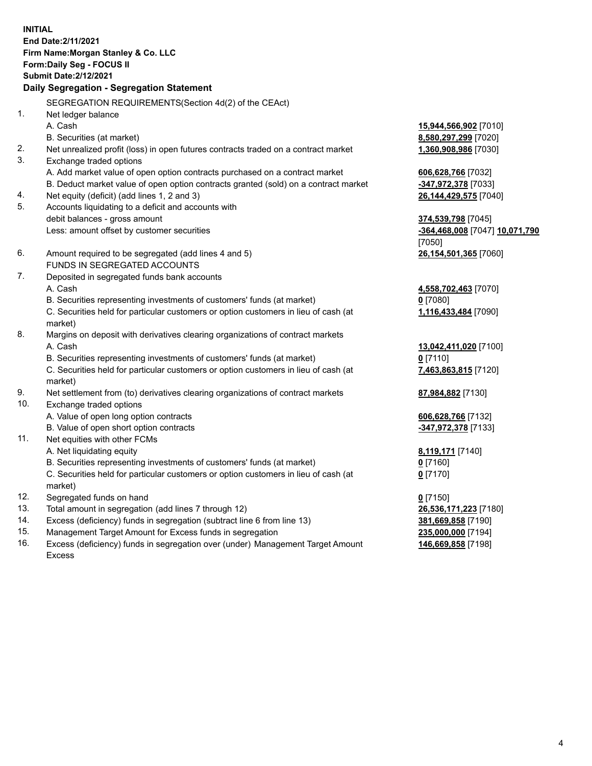**INITIAL**
**End Date:2/11/2021**
**Firm Name:Morgan Stanley & Co. LLC**
**Form:Daily Seg - FOCUS II**
**Submit Date:2/12/2021**

## Daily Segregation - Segregation Statement

SEGREGATION REQUIREMENTS(Section 4d(2) of the CEAct)

| | | |
|---|---|---|
| 1. | Net ledger balance | |
| | A. Cash | **15,944,566,902** [7010] |
| | B. Securities (at market) | **8,580,297,299** [7020] |
| 2. | Net unrealized profit (loss) in open futures contracts traded on a contract market | **1,360,908,986** [7030] |
| 3. | Exchange traded options | |
| | A. Add market value of open option contracts purchased on a contract market | **606,628,766** [7032] |
| | B. Deduct market value of open option contracts granted (sold) on a contract market | **-347,972,378** [7033] |
| 4. | Net equity (deficit) (add lines 1, 2 and 3) | **26,144,429,575** [7040] |
| 5. | Accounts liquidating to a deficit and accounts with debit balances - gross amount | **374,539,798** [7045] |
| | Less: amount offset by customer securities | **-364,468,008** [7047] **10,071,790** [7050] |
| 6. | Amount required to be segregated (add lines 4 and 5) | **26,154,501,365** [7060] |
| | FUNDS IN SEGREGATED ACCOUNTS | |
| 7. | Deposited in segregated funds bank accounts | |
| | A. Cash | **4,558,702,463** [7070] |
| | B. Securities representing investments of customers' funds (at market) | **0** [7080] |
| | C. Securities held for particular customers or option customers in lieu of cash (at market) | **1,116,433,484** [7090] |
| 8. | Margins on deposit with derivatives clearing organizations of contract markets | |
| | A. Cash | **13,042,411,020** [7100] |
| | B. Securities representing investments of customers' funds (at market) | **0** [7110] |
| | C. Securities held for particular customers or option customers in lieu of cash (at market) | **7,463,863,815** [7120] |
| 9. | Net settlement from (to) derivatives clearing organizations of contract markets | **87,984,882** [7130] |
| 10. | Exchange traded options | |
| | A. Value of open long option contracts | **606,628,766** [7132] |
| | B. Value of open short option contracts | **-347,972,378** [7133] |
| 11. | Net equities with other FCMs | |
| | A. Net liquidating equity | **8,119,171** [7140] |
| | B. Securities representing investments of customers' funds (at market) | **0** [7160] |
| | C. Securities held for particular customers or option customers in lieu of cash (at market) | **0** [7170] |
| 12. | Segregated funds on hand | **0** [7150] |
| 13. | Total amount in segregation (add lines 7 through 12) | **26,536,171,223** [7180] |
| 14. | Excess (deficiency) funds in segregation (subtract line 6 from line 13) | **381,669,858** [7190] |
| 15. | Management Target Amount for Excess funds in segregation | **235,000,000** [7194] |
| 16. | Excess (deficiency) funds in segregation over (under) Management Target Amount Excess | **146,669,858** [7198] |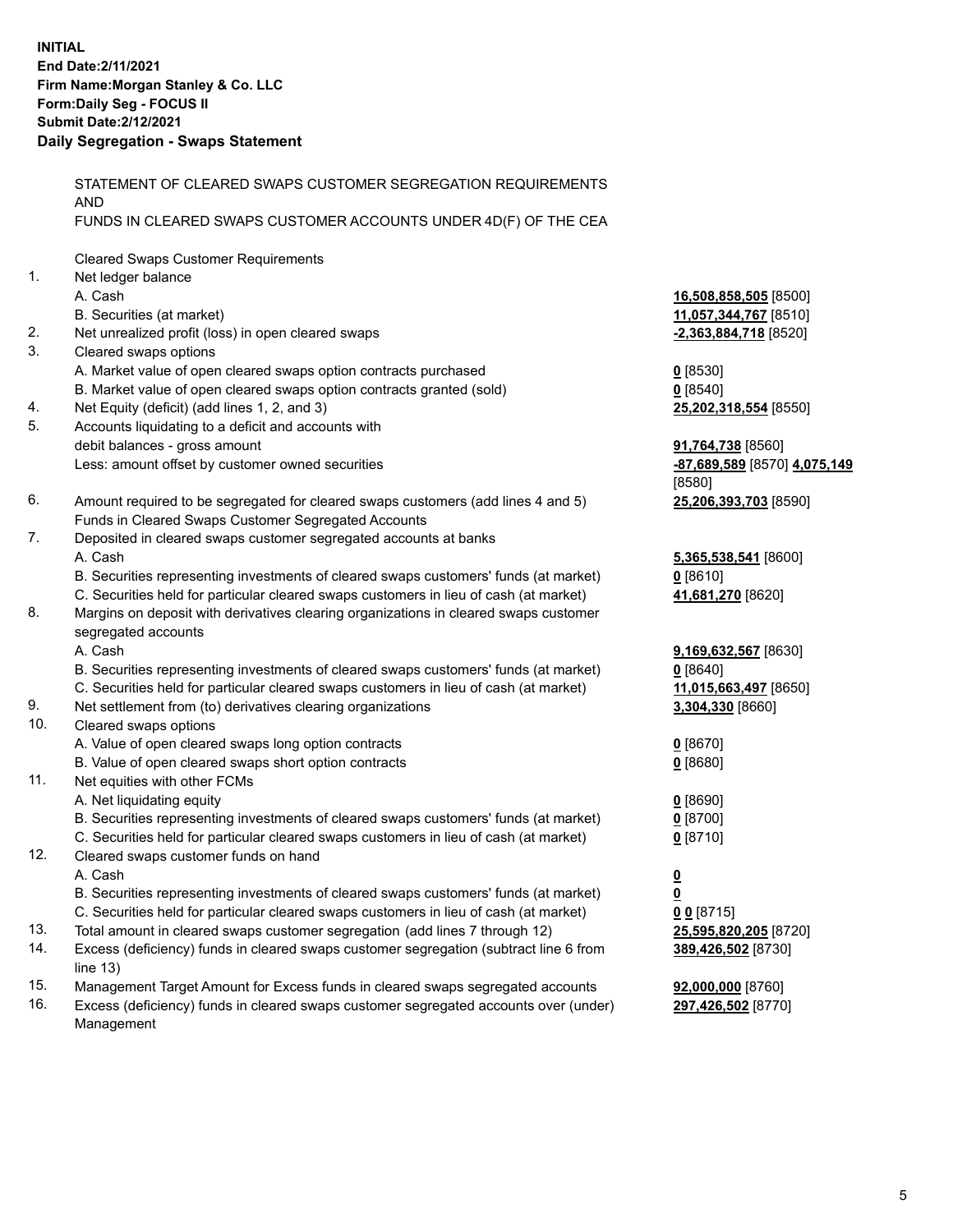**INITIAL**
**End Date:2/11/2021**
**Firm Name:Morgan Stanley & Co. LLC**
**Form:Daily Seg - FOCUS II**
**Submit Date:2/12/2021**
**Daily Segregation - Swaps Statement**

STATEMENT OF CLEARED SWAPS CUSTOMER SEGREGATION REQUIREMENTS AND
FUNDS IN CLEARED SWAPS CUSTOMER ACCOUNTS UNDER 4D(F) OF THE CEA

| | | |
|---|---|---|
| | Cleared Swaps Customer Requirements | |
| 1. | Net ledger balance | |
| | A. Cash | **16,508,858,505** [8500] |
| | B. Securities (at market) | **11,057,344,767** [8510] |
| 2. | Net unrealized profit (loss) in open cleared swaps | **-2,363,884,718** [8520] |
| 3. | Cleared swaps options | |
| | A. Market value of open cleared swaps option contracts purchased | **0** [8530] |
| | B. Market value of open cleared swaps option contracts granted (sold) | **0** [8540] |
| 4. | Net Equity (deficit) (add lines 1, 2, and 3) | **25,202,318,554** [8550] |
| 5. | Accounts liquidating to a deficit and accounts with debit balances - gross amount | **91,764,738** [8560] |
| | Less: amount offset by customer owned securities | **-87,689,589** [8570] **4,075,149** [8580] |
| 6. | Amount required to be segregated for cleared swaps customers (add lines 4 and 5) | **25,206,393,703** [8590] |
| | Funds in Cleared Swaps Customer Segregated Accounts | |
| 7. | Deposited in cleared swaps customer segregated accounts at banks | |
| | A. Cash | **5,365,538,541** [8600] |
| | B. Securities representing investments of cleared swaps customers' funds (at market) | **0** [8610] |
| | C. Securities held for particular cleared swaps customers in lieu of cash (at market) | **41,681,270** [8620] |
| 8. | Margins on deposit with derivatives clearing organizations in cleared swaps customer segregated accounts | |
| | A. Cash | **9,169,632,567** [8630] |
| | B. Securities representing investments of cleared swaps customers' funds (at market) | **0** [8640] |
| | C. Securities held for particular cleared swaps customers in lieu of cash (at market) | **11,015,663,497** [8650] |
| 9. | Net settlement from (to) derivatives clearing organizations | **3,304,330** [8660] |
| 10. | Cleared swaps options | |
| | A. Value of open cleared swaps long option contracts | **0** [8670] |
| | B. Value of open cleared swaps short option contracts | **0** [8680] |
| 11. | Net equities with other FCMs | |
| | A. Net liquidating equity | **0** [8690] |
| | B. Securities representing investments of cleared swaps customers' funds (at market) | **0** [8700] |
| | C. Securities held for particular cleared swaps customers in lieu of cash (at market) | **0** [8710] |
| 12. | Cleared swaps customer funds on hand | |
| | A. Cash | **0** |
| | B. Securities representing investments of cleared swaps customers' funds (at market) | **0** |
| | C. Securities held for particular cleared swaps customers in lieu of cash (at market) | **0** **0** [8715] |
| 13. | Total amount in cleared swaps customer segregation (add lines 7 through 12) | **25,595,820,205** [8720] |
| 14. | Excess (deficiency) funds in cleared swaps customer segregation (subtract line 6 from line 13) | **389,426,502** [8730] |
| 15. | Management Target Amount for Excess funds in cleared swaps segregated accounts | **92,000,000** [8760] |
| 16. | Excess (deficiency) funds in cleared swaps customer segregated accounts over (under) Management | **297,426,502** [8770] |